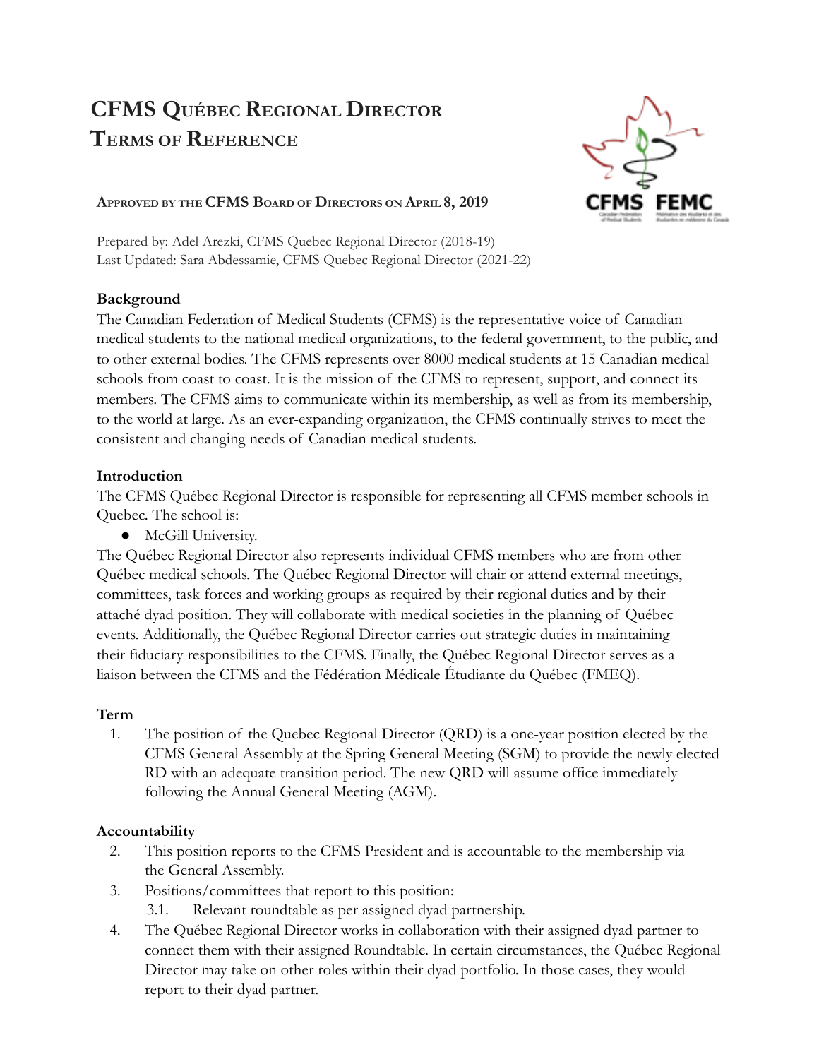# CFMS Québec Regional Director Terms of Reference

**Approved by the CFMS Board of Directors on April 8, 2019**

Prepared by: Adel Arezki, CFMS Quebec Regional Director (2018-19)
Last Updated: Sara Abdessamie, CFMS Quebec Regional Director (2021-22)

**Background**

The Canadian Federation of Medical Students (CFMS) is the representative voice of Canadian medical students to the national medical organizations, to the federal government, to the public, and to other external bodies. The CFMS represents over 8000 medical students at 15 Canadian medical schools from coast to coast. It is the mission of the CFMS to represent, support, and connect its members. The CFMS aims to communicate within its membership, as well as from its membership, to the world at large. As an ever-expanding organization, the CFMS continually strives to meet the consistent and changing needs of Canadian medical students.

**Introduction**

The CFMS Québec Regional Director is responsible for representing all CFMS member schools in Quebec. The school is:

- McGill University.

The Québec Regional Director also represents individual CFMS members who are from other Québec medical schools. The Québec Regional Director will chair or attend external meetings, committees, task forces and working groups as required by their regional duties and by their attaché dyad position. They will collaborate with medical societies in the planning of Québec events. Additionally, the Québec Regional Director carries out strategic duties in maintaining their fiduciary responsibilities to the CFMS. Finally, the Québec Regional Director serves as a liaison between the CFMS and the Fédération Médicale Étudiante du Québec (FMEQ).

**Term**

1. The position of the Quebec Regional Director (QRD) is a one-year position elected by the CFMS General Assembly at the Spring General Meeting (SGM) to provide the newly elected RD with an adequate transition period. The new QRD will assume office immediately following the Annual General Meeting (AGM).

**Accountability**

2. This position reports to the CFMS President and is accountable to the membership via the General Assembly.
3. Positions/committees that report to this position:
   3.1. Relevant roundtable as per assigned dyad partnership.
4. The Québec Regional Director works in collaboration with their assigned dyad partner to connect them with their assigned Roundtable. In certain circumstances, the Québec Regional Director may take on other roles within their dyad portfolio. In those cases, they would report to their dyad partner.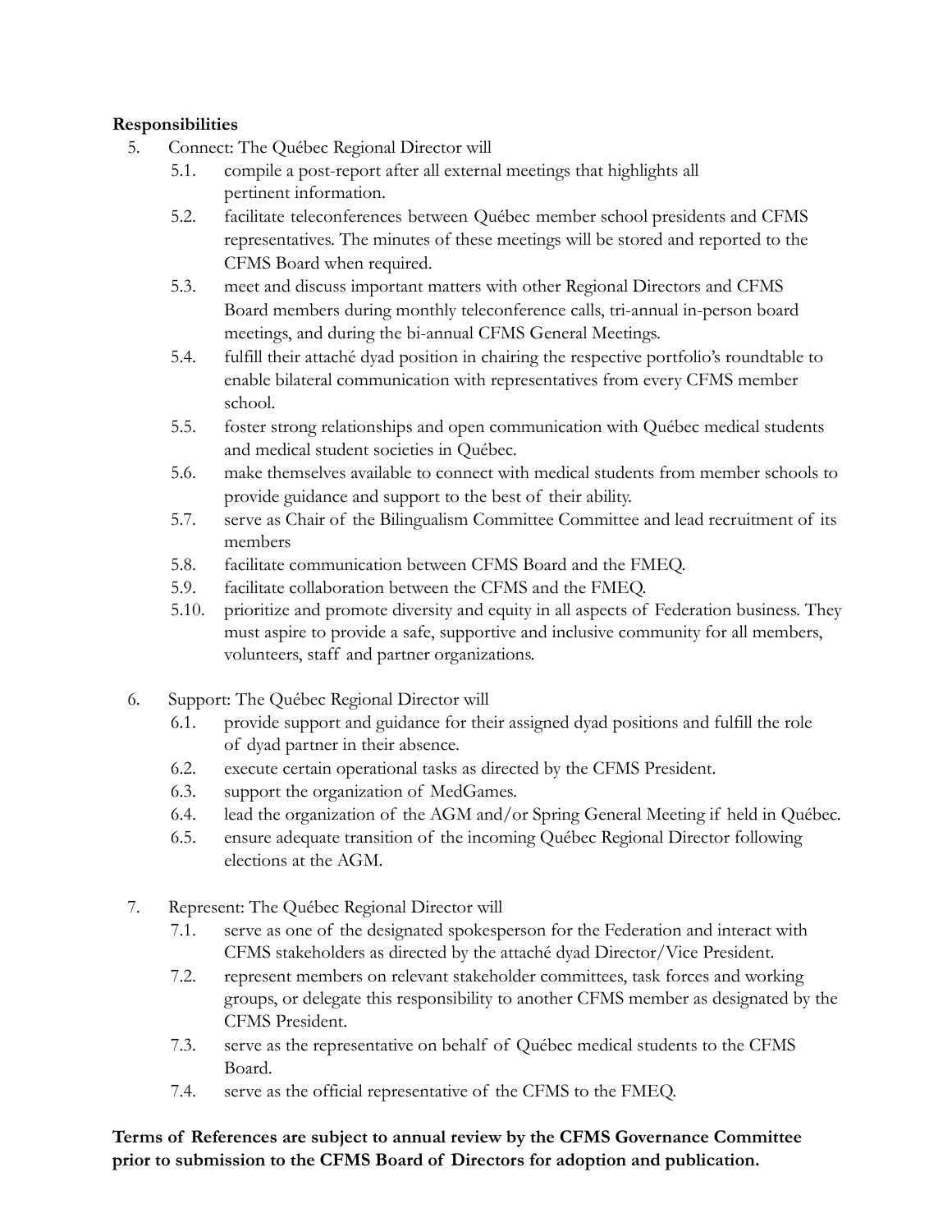**Responsibilities**

5. Connect: The Québec Regional Director will
   5.1. compile a post-report after all external meetings that highlights all pertinent information.
   5.2. facilitate teleconferences between Québec member school presidents and CFMS representatives. The minutes of these meetings will be stored and reported to the CFMS Board when required.
   5.3. meet and discuss important matters with other Regional Directors and CFMS Board members during monthly teleconference calls, tri-annual in-person board meetings, and during the bi-annual CFMS General Meetings.
   5.4. fulfill their attaché dyad position in chairing the respective portfolio's roundtable to enable bilateral communication with representatives from every CFMS member school.
   5.5. foster strong relationships and open communication with Québec medical students and medical student societies in Québec.
   5.6. make themselves available to connect with medical students from member schools to provide guidance and support to the best of their ability.
   5.7. serve as Chair of the Bilingualism Committee Committee and lead recruitment of its members
   5.8. facilitate communication between CFMS Board and the FMEQ.
   5.9. facilitate collaboration between the CFMS and the FMEQ.
   5.10. prioritize and promote diversity and equity in all aspects of Federation business. They must aspire to provide a safe, supportive and inclusive community for all members, volunteers, staff and partner organizations.

6. Support: The Québec Regional Director will
   6.1. provide support and guidance for their assigned dyad positions and fulfill the role of dyad partner in their absence.
   6.2. execute certain operational tasks as directed by the CFMS President.
   6.3. support the organization of MedGames.
   6.4. lead the organization of the AGM and/or Spring General Meeting if held in Québec.
   6.5. ensure adequate transition of the incoming Québec Regional Director following elections at the AGM.

7. Represent: The Québec Regional Director will
   7.1. serve as one of the designated spokesperson for the Federation and interact with CFMS stakeholders as directed by the attaché dyad Director/Vice President.
   7.2. represent members on relevant stakeholder committees, task forces and working groups, or delegate this responsibility to another CFMS member as designated by the CFMS President.
   7.3. serve as the representative on behalf of Québec medical students to the CFMS Board.
   7.4. serve as the official representative of the CFMS to the FMEQ.

**Terms of References are subject to annual review by the CFMS Governance Committee prior to submission to the CFMS Board of Directors for adoption and publication.**